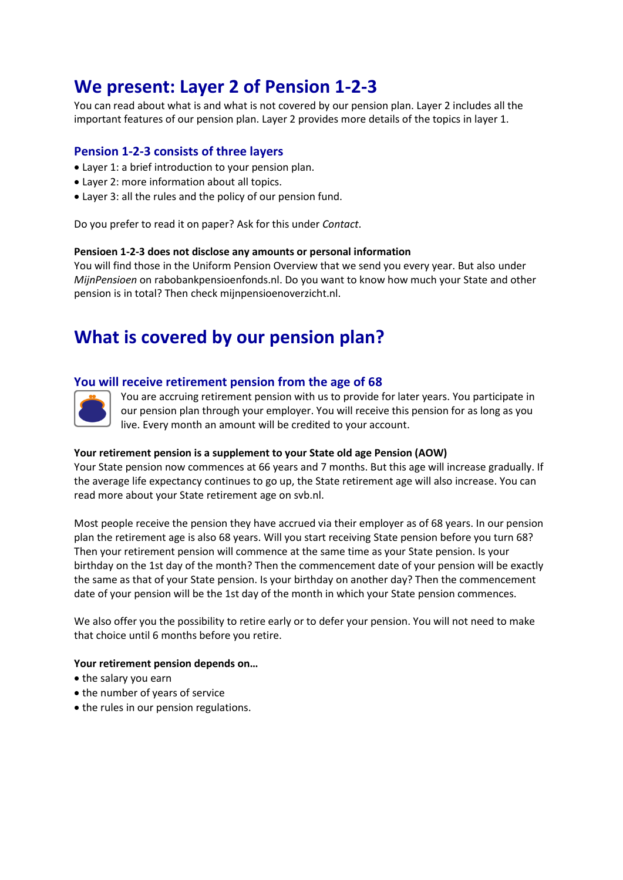# We present: Layer 2 of Pension 1-2-3

You can read about what is and what is not covered by our pension plan. Layer 2 includes all the important features of our pension plan. Layer 2 provides more details of the topics in layer 1.

## Pension 1-2-3 consists of three layers

- Layer 1: a brief introduction to your pension plan.
- Layer 2: more information about all topics.
- Layer 3: all the rules and the policy of our pension fund.

Do you prefer to read it on paper? Ask for this under *Contact*.

**Pensioen 1-2-3 does not disclose any amounts or personal information**

You will find those in the Uniform Pension Overview that we send you every year. But also under *MijnPensioen* on rabobankpensioenfonds.nl. Do you want to know how much your State and other pension is in total? Then check mijnpensioenoverzicht.nl.

# What is covered by our pension plan?

## You will receive retirement pension from the age of 68

You are accruing retirement pension with us to provide for later years. You participate in our pension plan through your employer. You will receive this pension for as long as you live. Every month an amount will be credited to your account.

**Your retirement pension is a supplement to your State old age Pension (AOW)**

Your State pension now commences at 66 years and 7 months. But this age will increase gradually. If the average life expectancy continues to go up, the State retirement age will also increase. You can read more about your State retirement age on svb.nl.

Most people receive the pension they have accrued via their employer as of 68 years. In our pension plan the retirement age is also 68 years. Will you start receiving State pension before you turn 68? Then your retirement pension will commence at the same time as your State pension. Is your birthday on the 1st day of the month? Then the commencement date of your pension will be exactly the same as that of your State pension. Is your birthday on another day? Then the commencement date of your pension will be the 1st day of the month in which your State pension commences.

We also offer you the possibility to retire early or to defer your pension. You will not need to make that choice until 6 months before you retire.

**Your retirement pension depends on…**

- the salary you earn
- the number of years of service
- the rules in our pension regulations.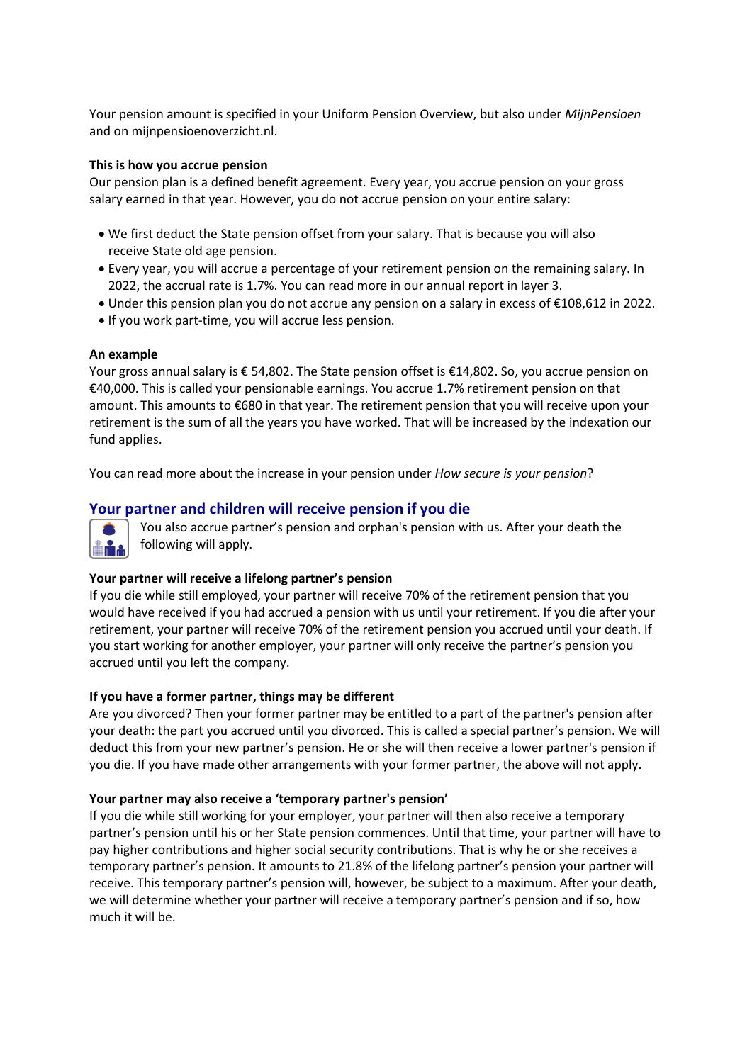Your pension amount is specified in your Uniform Pension Overview, but also under *MijnPensioen* and on mijnpensioenoverzicht.nl.

**This is how you accrue pension**

Our pension plan is a defined benefit agreement. Every year, you accrue pension on your gross salary earned in that year. However, you do not accrue pension on your entire salary:

- We first deduct the State pension offset from your salary. That is because you will also receive State old age pension.
- Every year, you will accrue a percentage of your retirement pension on the remaining salary. In 2022, the accrual rate is 1.7%. You can read more in our annual report in layer 3.
- Under this pension plan you do not accrue any pension on a salary in excess of €108,612 in 2022.
- If you work part-time, you will accrue less pension.

**An example**

Your gross annual salary is € 54,802. The State pension offset is €14,802. So, you accrue pension on €40,000. This is called your pensionable earnings. You accrue 1.7% retirement pension on that amount. This amounts to €680 in that year. The retirement pension that you will receive upon your retirement is the sum of all the years you have worked. That will be increased by the indexation our fund applies.

You can read more about the increase in your pension under *How secure is your pension*?

## Your partner and children will receive pension if you die

You also accrue partner's pension and orphan's pension with us. After your death the following will apply.

**Your partner will receive a lifelong partner's pension**

If you die while still employed, your partner will receive 70% of the retirement pension that you would have received if you had accrued a pension with us until your retirement. If you die after your retirement, your partner will receive 70% of the retirement pension you accrued until your death. If you start working for another employer, your partner will only receive the partner's pension you accrued until you left the company.

**If you have a former partner, things may be different**

Are you divorced? Then your former partner may be entitled to a part of the partner's pension after your death: the part you accrued until you divorced. This is called a special partner's pension. We will deduct this from your new partner's pension. He or she will then receive a lower partner's pension if you die. If you have made other arrangements with your former partner, the above will not apply.

**Your partner may also receive a 'temporary partner's pension'**

If you die while still working for your employer, your partner will then also receive a temporary partner's pension until his or her State pension commences. Until that time, your partner will have to pay higher contributions and higher social security contributions. That is why he or she receives a temporary partner's pension. It amounts to 21.8% of the lifelong partner's pension your partner will receive. This temporary partner's pension will, however, be subject to a maximum. After your death, we will determine whether your partner will receive a temporary partner's pension and if so, how much it will be.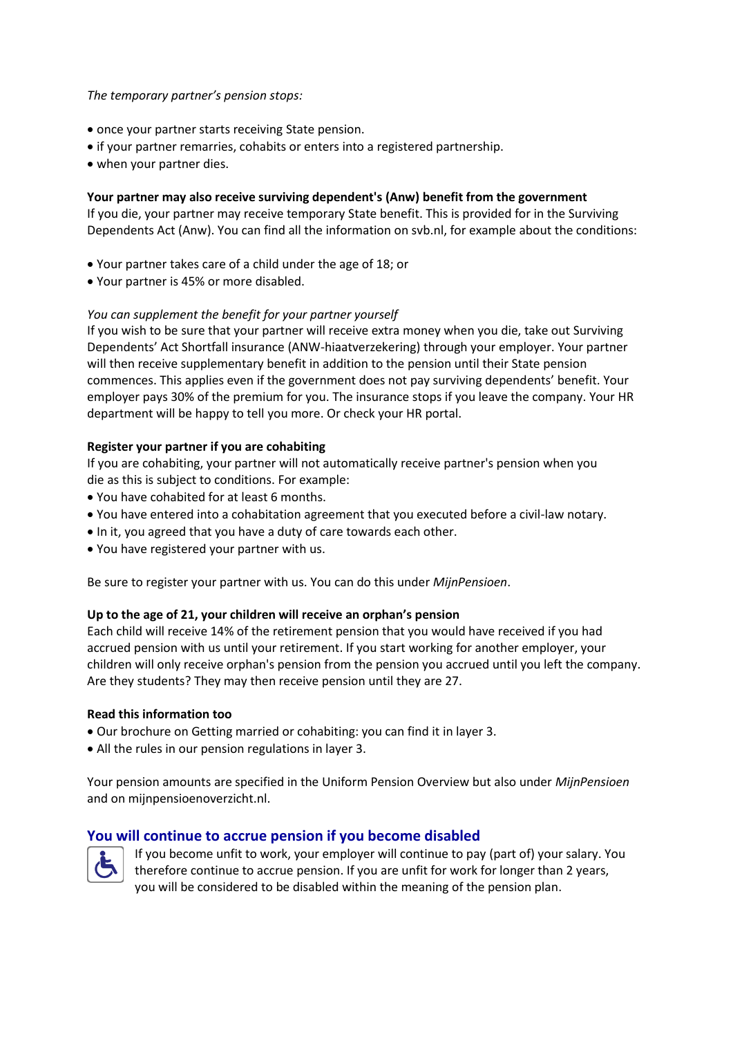*The temporary partner's pension stops:*

- once your partner starts receiving State pension.
- if your partner remarries, cohabits or enters into a registered partnership.
- when your partner dies.

**Your partner may also receive surviving dependent's (Anw) benefit from the government**
If you die, your partner may receive temporary State benefit. This is provided for in the Surviving Dependents Act (Anw). You can find all the information on svb.nl, for example about the conditions:

- Your partner takes care of a child under the age of 18; or
- Your partner is 45% or more disabled.

*You can supplement the benefit for your partner yourself*
If you wish to be sure that your partner will receive extra money when you die, take out Surviving Dependents' Act Shortfall insurance (ANW-hiaatverzekering) through your employer. Your partner will then receive supplementary benefit in addition to the pension until their State pension commences. This applies even if the government does not pay surviving dependents' benefit. Your employer pays 30% of the premium for you. The insurance stops if you leave the company. Your HR department will be happy to tell you more. Or check your HR portal.

**Register your partner if you are cohabiting**
If you are cohabiting, your partner will not automatically receive partner's pension when you die as this is subject to conditions. For example:

- You have cohabited for at least 6 months.
- You have entered into a cohabitation agreement that you executed before a civil-law notary.
- In it, you agreed that you have a duty of care towards each other.
- You have registered your partner with us.

Be sure to register your partner with us. You can do this under *MijnPensioen*.

**Up to the age of 21, your children will receive an orphan's pension**
Each child will receive 14% of the retirement pension that you would have received if you had accrued pension with us until your retirement. If you start working for another employer, your children will only receive orphan's pension from the pension you accrued until you left the company. Are they students? They may then receive pension until they are 27.

**Read this information too**

- Our brochure on Getting married or cohabiting: you can find it in layer 3.
- All the rules in our pension regulations in layer 3.

Your pension amounts are specified in the Uniform Pension Overview but also under *MijnPensioen* and on mijnpensioenoverzicht.nl.

## You will continue to accrue pension if you become disabled

If you become unfit to work, your employer will continue to pay (part of) your salary. You therefore continue to accrue pension. If you are unfit for work for longer than 2 years, you will be considered to be disabled within the meaning of the pension plan.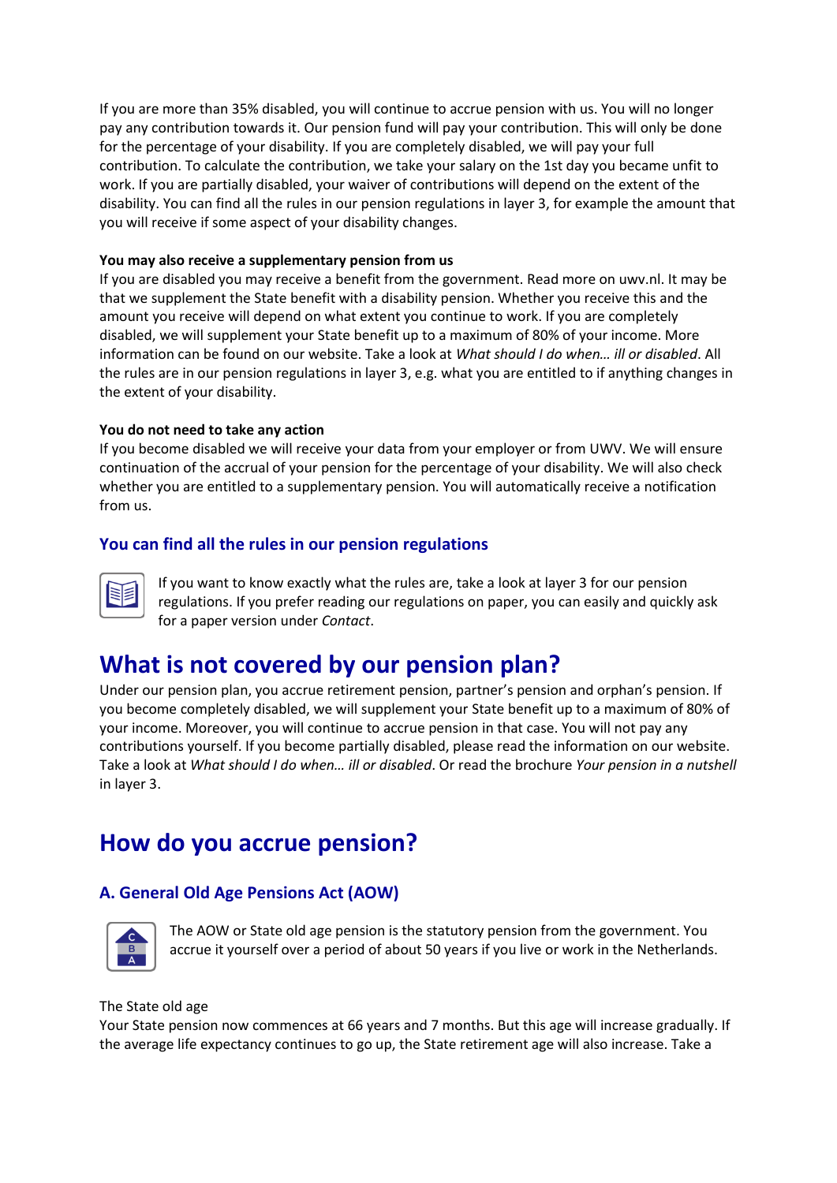If you are more than 35% disabled, you will continue to accrue pension with us. You will no longer pay any contribution towards it. Our pension fund will pay your contribution. This will only be done for the percentage of your disability. If you are completely disabled, we will pay your full contribution. To calculate the contribution, we take your salary on the 1st day you became unfit to work. If you are partially disabled, your waiver of contributions will depend on the extent of the disability. You can find all the rules in our pension regulations in layer 3, for example the amount that you will receive if some aspect of your disability changes.

**You may also receive a supplementary pension from us**
If you are disabled you may receive a benefit from the government. Read more on uwv.nl. It may be that we supplement the State benefit with a disability pension. Whether you receive this and the amount you receive will depend on what extent you continue to work. If you are completely disabled, we will supplement your State benefit up to a maximum of 80% of your income. More information can be found on our website. Take a look at *What should I do when… ill or disabled*. All the rules are in our pension regulations in layer 3, e.g. what you are entitled to if anything changes in the extent of your disability.

**You do not need to take any action**
If you become disabled we will receive your data from your employer or from UWV. We will ensure continuation of the accrual of your pension for the percentage of your disability. We will also check whether you are entitled to a supplementary pension. You will automatically receive a notification from us.

### You can find all the rules in our pension regulations

If you want to know exactly what the rules are, take a look at layer 3 for our pension regulations. If you prefer reading our regulations on paper, you can easily and quickly ask for a paper version under *Contact*.

## What is not covered by our pension plan?

Under our pension plan, you accrue retirement pension, partner's pension and orphan's pension. If you become completely disabled, we will supplement your State benefit up to a maximum of 80% of your income. Moreover, you will continue to accrue pension in that case. You will not pay any contributions yourself. If you become partially disabled, please read the information on our website. Take a look at *What should I do when… ill or disabled*. Or read the brochure *Your pension in a nutshell* in layer 3.

## How do you accrue pension?

### A. General Old Age Pensions Act (AOW)

The AOW or State old age pension is the statutory pension from the government. You accrue it yourself over a period of about 50 years if you live or work in the Netherlands.

The State old age
Your State pension now commences at 66 years and 7 months. But this age will increase gradually. If the average life expectancy continues to go up, the State retirement age will also increase. Take a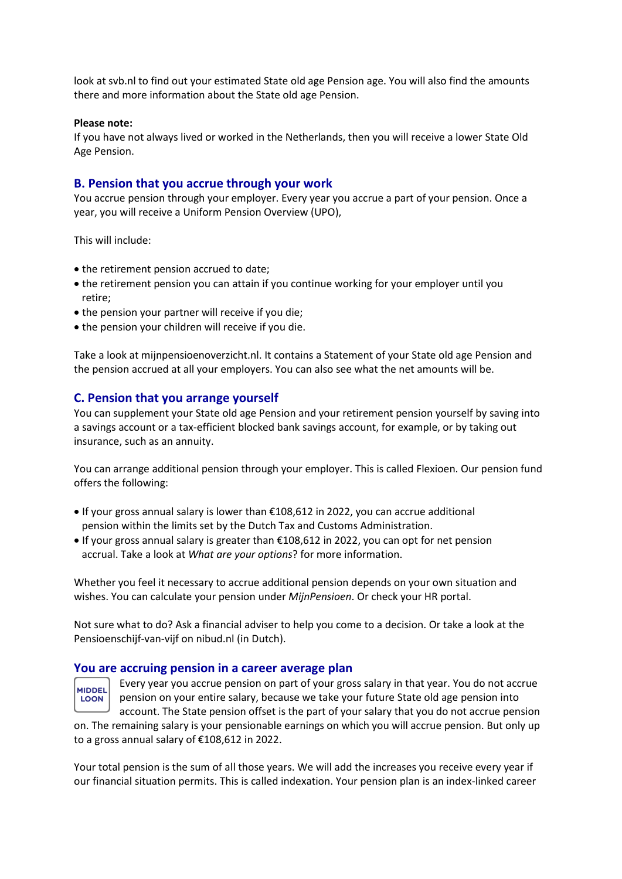look at svb.nl to find out your estimated State old age Pension age. You will also find the amounts there and more information about the State old age Pension.

**Please note:**
If you have not always lived or worked in the Netherlands, then you will receive a lower State Old Age Pension.

## B. Pension that you accrue through your work

You accrue pension through your employer. Every year you accrue a part of your pension. Once a year, you will receive a Uniform Pension Overview (UPO),

This will include:

- the retirement pension accrued to date;
- the retirement pension you can attain if you continue working for your employer until you retire;
- the pension your partner will receive if you die;
- the pension your children will receive if you die.

Take a look at mijnpensioenoverzicht.nl. It contains a Statement of your State old age Pension and the pension accrued at all your employers. You can also see what the net amounts will be.

## C. Pension that you arrange yourself

You can supplement your State old age Pension and your retirement pension yourself by saving into a savings account or a tax-efficient blocked bank savings account, for example, or by taking out insurance, such as an annuity.

You can arrange additional pension through your employer. This is called Flexioen. Our pension fund offers the following:

- If your gross annual salary is lower than €108,612 in 2022, you can accrue additional pension within the limits set by the Dutch Tax and Customs Administration.
- If your gross annual salary is greater than €108,612 in 2022, you can opt for net pension accrual. Take a look at *What are your options*? for more information.

Whether you feel it necessary to accrue additional pension depends on your own situation and wishes. You can calculate your pension under *MijnPensioen*. Or check your HR portal.

Not sure what to do? Ask a financial adviser to help you come to a decision. Or take a look at the Pensioenschijf-van-vijf on nibud.nl (in Dutch).

## You are accruing pension in a career average plan

MIDDEL LOON

Every year you accrue pension on part of your gross salary in that year. You do not accrue pension on your entire salary, because we take your future State old age pension into account. The State pension offset is the part of your salary that you do not accrue pension on. The remaining salary is your pensionable earnings on which you will accrue pension. But only up to a gross annual salary of €108,612 in 2022.

Your total pension is the sum of all those years. We will add the increases you receive every year if our financial situation permits. This is called indexation. Your pension plan is an index-linked career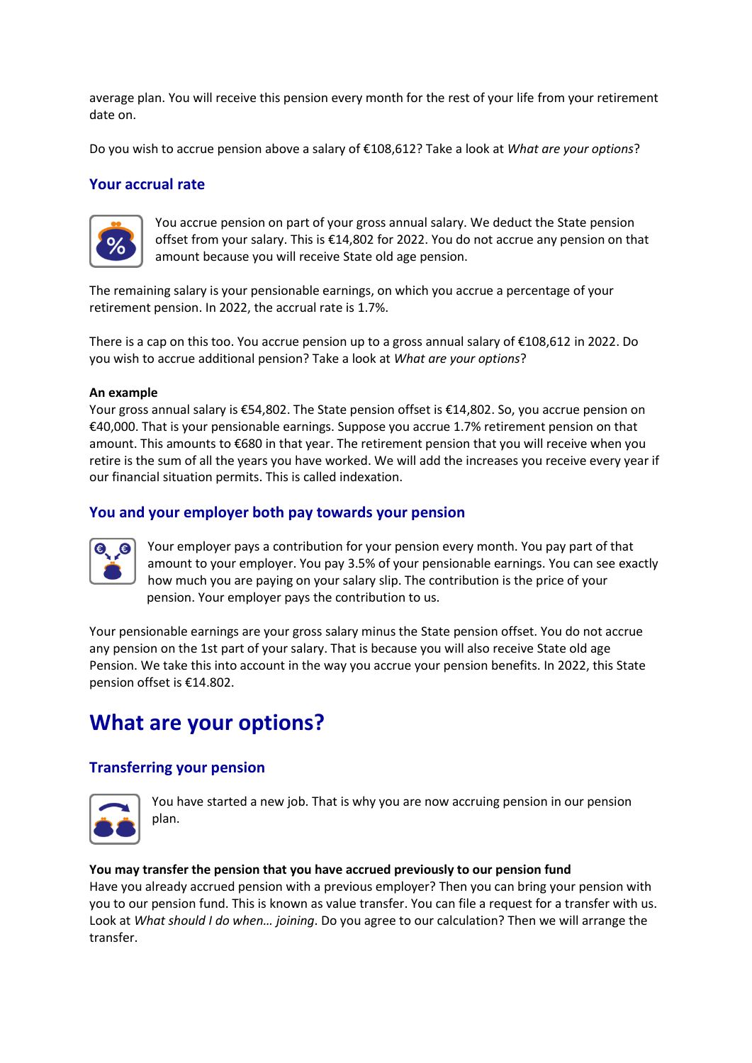average plan. You will receive this pension every month for the rest of your life from your retirement date on.

Do you wish to accrue pension above a salary of €108,612? Take a look at *What are your options*?

### Your accrual rate

You accrue pension on part of your gross annual salary. We deduct the State pension offset from your salary. This is €14,802 for 2022. You do not accrue any pension on that amount because you will receive State old age pension.

The remaining salary is your pensionable earnings, on which you accrue a percentage of your retirement pension. In 2022, the accrual rate is 1.7%.

There is a cap on this too. You accrue pension up to a gross annual salary of €108,612 in 2022. Do you wish to accrue additional pension? Take a look at *What are your options*?

**An example**
Your gross annual salary is €54,802. The State pension offset is €14,802. So, you accrue pension on €40,000. That is your pensionable earnings. Suppose you accrue 1.7% retirement pension on that amount. This amounts to €680 in that year. The retirement pension that you will receive when you retire is the sum of all the years you have worked. We will add the increases you receive every year if our financial situation permits. This is called indexation.

### You and your employer both pay towards your pension

Your employer pays a contribution for your pension every month. You pay part of that amount to your employer. You pay 3.5% of your pensionable earnings. You can see exactly how much you are paying on your salary slip. The contribution is the price of your pension. Your employer pays the contribution to us.

Your pensionable earnings are your gross salary minus the State pension offset. You do not accrue any pension on the 1st part of your salary. That is because you will also receive State old age Pension. We take this into account in the way you accrue your pension benefits. In 2022, this State pension offset is €14.802.

## What are your options?

### Transferring your pension

You have started a new job. That is why you are now accruing pension in our pension plan.

**You may transfer the pension that you have accrued previously to our pension fund**
Have you already accrued pension with a previous employer? Then you can bring your pension with you to our pension fund. This is known as value transfer. You can file a request for a transfer with us. Look at *What should I do when… joining*. Do you agree to our calculation? Then we will arrange the transfer.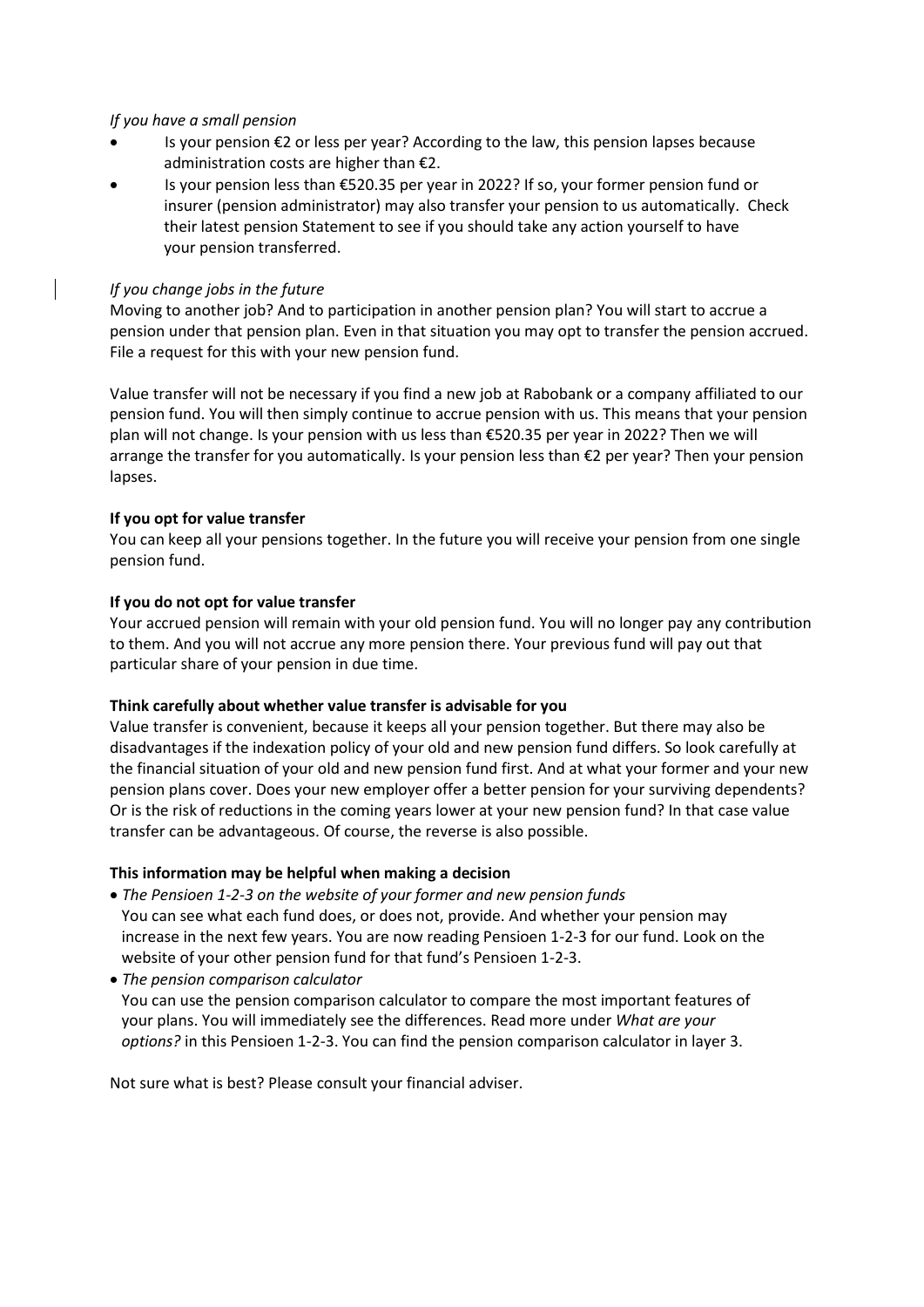*If you have a small pension*

- Is your pension €2 or less per year? According to the law, this pension lapses because administration costs are higher than €2.
- Is your pension less than €520.35 per year in 2022? If so, your former pension fund or insurer (pension administrator) may also transfer your pension to us automatically. Check their latest pension Statement to see if you should take any action yourself to have your pension transferred.

*If you change jobs in the future*

Moving to another job? And to participation in another pension plan? You will start to accrue a pension under that pension plan. Even in that situation you may opt to transfer the pension accrued. File a request for this with your new pension fund.

Value transfer will not be necessary if you find a new job at Rabobank or a company affiliated to our pension fund. You will then simply continue to accrue pension with us. This means that your pension plan will not change. Is your pension with us less than €520.35 per year in 2022? Then we will arrange the transfer for you automatically. Is your pension less than €2 per year? Then your pension lapses.

**If you opt for value transfer**

You can keep all your pensions together. In the future you will receive your pension from one single pension fund.

**If you do not opt for value transfer**

Your accrued pension will remain with your old pension fund. You will no longer pay any contribution to them. And you will not accrue any more pension there. Your previous fund will pay out that particular share of your pension in due time.

**Think carefully about whether value transfer is advisable for you**

Value transfer is convenient, because it keeps all your pension together. But there may also be disadvantages if the indexation policy of your old and new pension fund differs. So look carefully at the financial situation of your old and new pension fund first. And at what your former and your new pension plans cover. Does your new employer offer a better pension for your surviving dependents? Or is the risk of reductions in the coming years lower at your new pension fund? In that case value transfer can be advantageous. Of course, the reverse is also possible.

**This information may be helpful when making a decision**

- *The Pensioen 1-2-3 on the website of your former and new pension funds*
  You can see what each fund does, or does not, provide. And whether your pension may increase in the next few years. You are now reading Pensioen 1-2-3 for our fund. Look on the website of your other pension fund for that fund's Pensioen 1-2-3.
- *The pension comparison calculator*
  You can use the pension comparison calculator to compare the most important features of your plans. You will immediately see the differences. Read more under *What are your options?* in this Pensioen 1-2-3. You can find the pension comparison calculator in layer 3.

Not sure what is best? Please consult your financial adviser.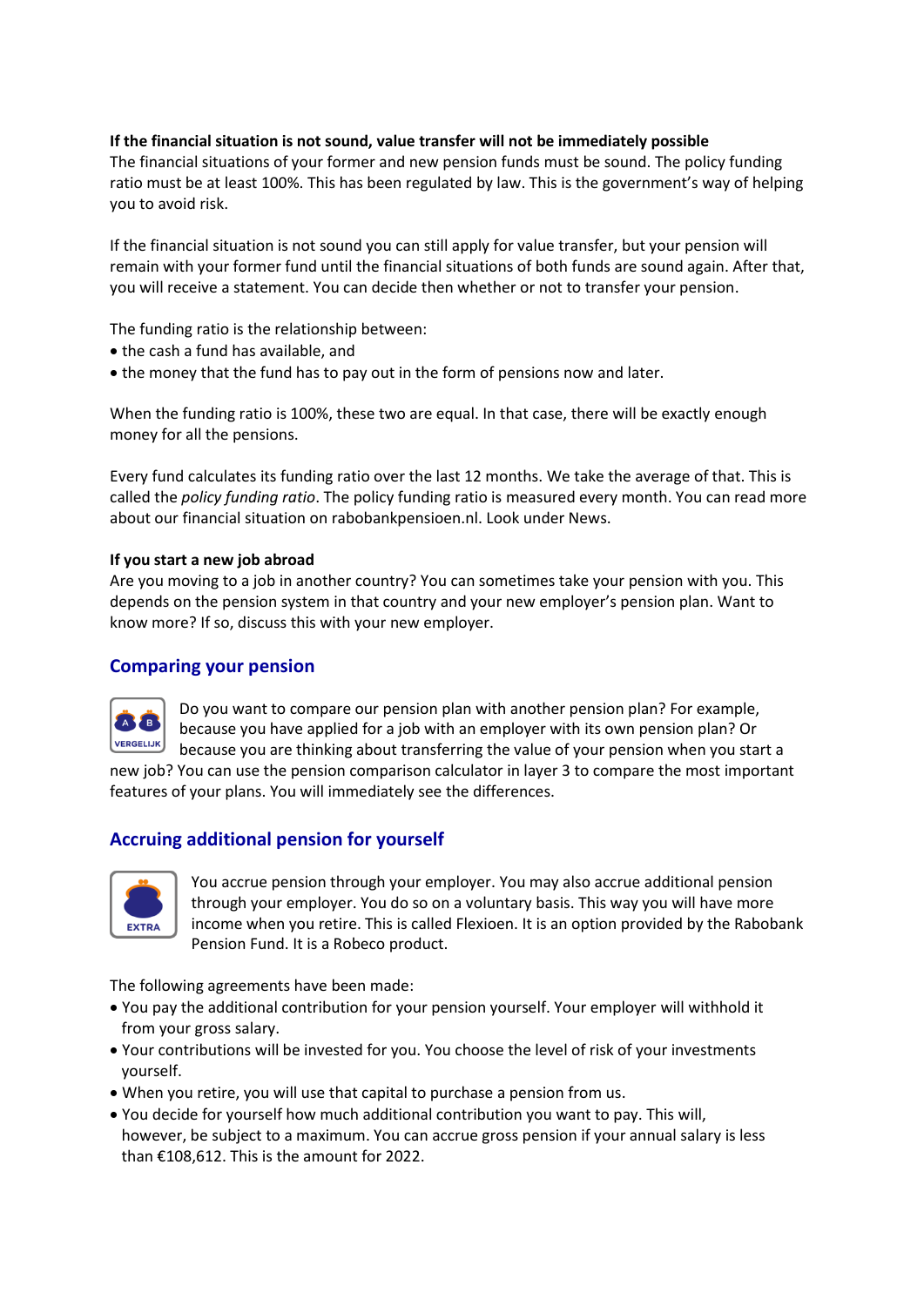**If the financial situation is not sound, value transfer will not be immediately possible**

The financial situations of your former and new pension funds must be sound. The policy funding ratio must be at least 100%. This has been regulated by law. This is the government's way of helping you to avoid risk.

If the financial situation is not sound you can still apply for value transfer, but your pension will remain with your former fund until the financial situations of both funds are sound again. After that, you will receive a statement. You can decide then whether or not to transfer your pension.

The funding ratio is the relationship between:

- the cash a fund has available, and
- the money that the fund has to pay out in the form of pensions now and later.

When the funding ratio is 100%, these two are equal. In that case, there will be exactly enough money for all the pensions.

Every fund calculates its funding ratio over the last 12 months. We take the average of that. This is called the *policy funding ratio*. The policy funding ratio is measured every month. You can read more about our financial situation on rabobankpensioen.nl. Look under News.

**If you start a new job abroad**

Are you moving to a job in another country? You can sometimes take your pension with you. This depends on the pension system in that country and your new employer's pension plan. Want to know more? If so, discuss this with your new employer.

## Comparing your pension

VERGELIJK

Do you want to compare our pension plan with another pension plan? For example, because you have applied for a job with an employer with its own pension plan? Or because you are thinking about transferring the value of your pension when you start a new job? You can use the pension comparison calculator in layer 3 to compare the most important features of your plans. You will immediately see the differences.

## Accruing additional pension for yourself

EXTRA

You accrue pension through your employer. You may also accrue additional pension through your employer. You do so on a voluntary basis. This way you will have more income when you retire. This is called Flexioen. It is an option provided by the Rabobank Pension Fund. It is a Robeco product.

The following agreements have been made:

- You pay the additional contribution for your pension yourself. Your employer will withhold it from your gross salary.
- Your contributions will be invested for you. You choose the level of risk of your investments yourself.
- When you retire, you will use that capital to purchase a pension from us.
- You decide for yourself how much additional contribution you want to pay. This will, however, be subject to a maximum. You can accrue gross pension if your annual salary is less than €108,612. This is the amount for 2022.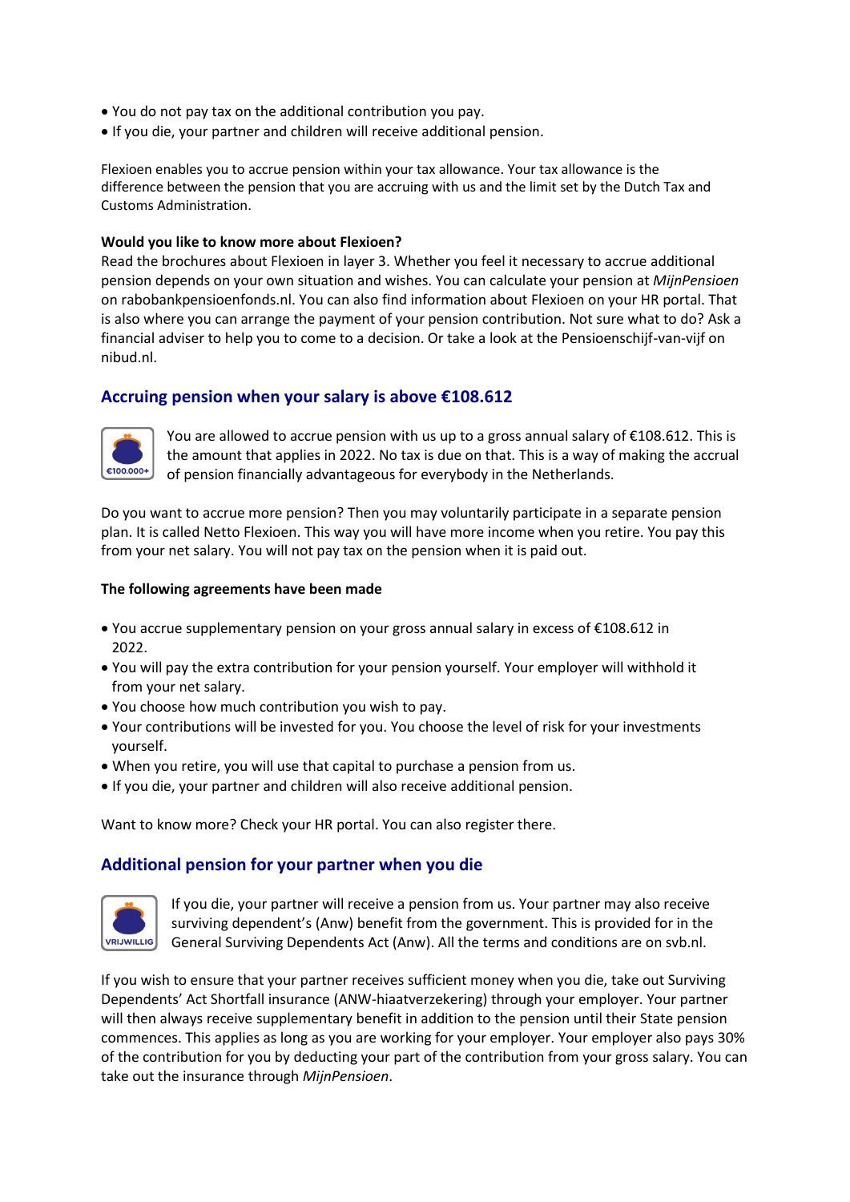- You do not pay tax on the additional contribution you pay.
- If you die, your partner and children will receive additional pension.

Flexioen enables you to accrue pension within your tax allowance. Your tax allowance is the difference between the pension that you are accruing with us and the limit set by the Dutch Tax and Customs Administration.

**Would you like to know more about Flexioen?**
Read the brochures about Flexioen in layer 3. Whether you feel it necessary to accrue additional pension depends on your own situation and wishes. You can calculate your pension at *MijnPensioen* on rabobankpensioenfonds.nl. You can also find information about Flexioen on your HR portal. That is also where you can arrange the payment of your pension contribution. Not sure what to do? Ask a financial adviser to help you to come to a decision. Or take a look at the Pensioenschijf-van-vijf on nibud.nl.

## Accruing pension when your salary is above €108.612

You are allowed to accrue pension with us up to a gross annual salary of €108.612. This is the amount that applies in 2022. No tax is due on that. This is a way of making the accrual of pension financially advantageous for everybody in the Netherlands.

Do you want to accrue more pension? Then you may voluntarily participate in a separate pension plan. It is called Netto Flexioen. This way you will have more income when you retire. You pay this from your net salary. You will not pay tax on the pension when it is paid out.

**The following agreements have been made**

- You accrue supplementary pension on your gross annual salary in excess of €108.612 in 2022.
- You will pay the extra contribution for your pension yourself. Your employer will withhold it from your net salary.
- You choose how much contribution you wish to pay.
- Your contributions will be invested for you. You choose the level of risk for your investments yourself.
- When you retire, you will use that capital to purchase a pension from us.
- If you die, your partner and children will also receive additional pension.

Want to know more? Check your HR portal. You can also register there.

## Additional pension for your partner when you die

If you die, your partner will receive a pension from us. Your partner may also receive surviving dependent's (Anw) benefit from the government. This is provided for in the General Surviving Dependents Act (Anw). All the terms and conditions are on svb.nl.

If you wish to ensure that your partner receives sufficient money when you die, take out Surviving Dependents' Act Shortfall insurance (ANW-hiaatverzekering) through your employer. Your partner will then always receive supplementary benefit in addition to the pension until their State pension commences. This applies as long as you are working for your employer. Your employer also pays 30% of the contribution for you by deducting your part of the contribution from your gross salary. You can take out the insurance through *MijnPensioen*.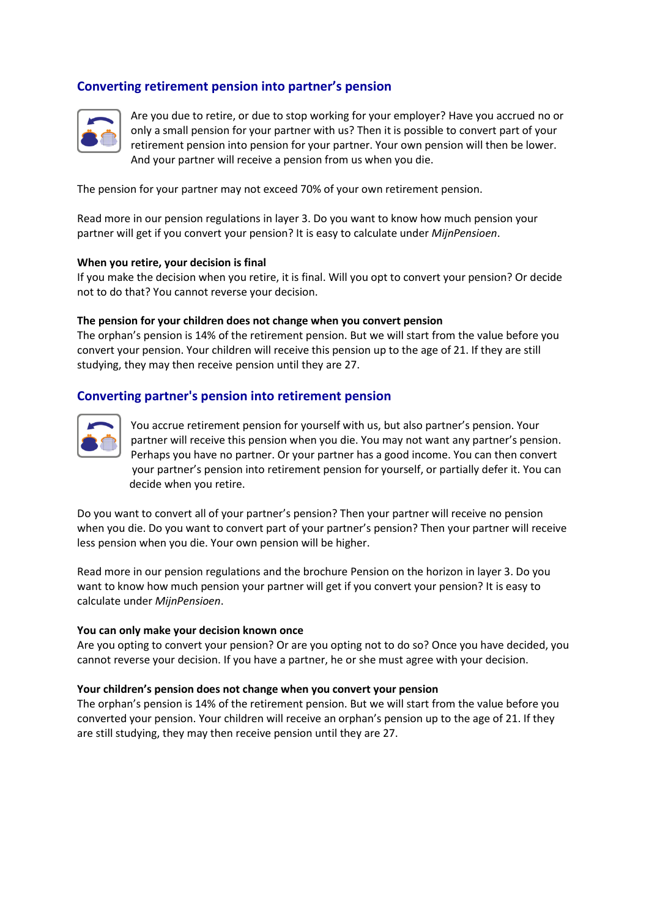## Converting retirement pension into partner's pension

Are you due to retire, or due to stop working for your employer? Have you accrued no or only a small pension for your partner with us? Then it is possible to convert part of your retirement pension into pension for your partner. Your own pension will then be lower. And your partner will receive a pension from us when you die.

The pension for your partner may not exceed 70% of your own retirement pension.

Read more in our pension regulations in layer 3. Do you want to know how much pension your partner will get if you convert your pension? It is easy to calculate under *MijnPensioen*.

**When you retire, your decision is final**

If you make the decision when you retire, it is final. Will you opt to convert your pension? Or decide not to do that? You cannot reverse your decision.

**The pension for your children does not change when you convert pension**

The orphan's pension is 14% of the retirement pension. But we will start from the value before you convert your pension. Your children will receive this pension up to the age of 21. If they are still studying, they may then receive pension until they are 27.

## Converting partner's pension into retirement pension

You accrue retirement pension for yourself with us, but also partner's pension. Your partner will receive this pension when you die. You may not want any partner's pension. Perhaps you have no partner. Or your partner has a good income. You can then convert your partner's pension into retirement pension for yourself, or partially defer it. You can decide when you retire.

Do you want to convert all of your partner's pension? Then your partner will receive no pension when you die. Do you want to convert part of your partner's pension? Then your partner will receive less pension when you die. Your own pension will be higher.

Read more in our pension regulations and the brochure Pension on the horizon in layer 3. Do you want to know how much pension your partner will get if you convert your pension? It is easy to calculate under *MijnPensioen*.

**You can only make your decision known once**

Are you opting to convert your pension? Or are you opting not to do so? Once you have decided, you cannot reverse your decision. If you have a partner, he or she must agree with your decision.

**Your children's pension does not change when you convert your pension**

The orphan's pension is 14% of the retirement pension. But we will start from the value before you converted your pension. Your children will receive an orphan's pension up to the age of 21. If they are still studying, they may then receive pension until they are 27.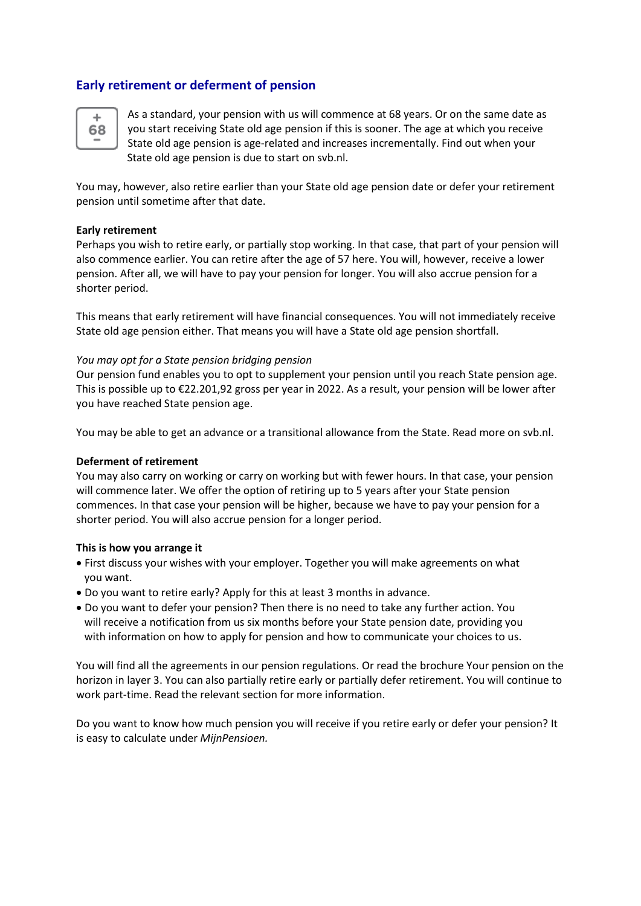## Early retirement or deferment of pension

As a standard, your pension with us will commence at 68 years. Or on the same date as you start receiving State old age pension if this is sooner. The age at which you receive State old age pension is age-related and increases incrementally. Find out when your State old age pension is due to start on svb.nl.

You may, however, also retire earlier than your State old age pension date or defer your retirement pension until sometime after that date.

**Early retirement**
Perhaps you wish to retire early, or partially stop working. In that case, that part of your pension will also commence earlier. You can retire after the age of 57 here. You will, however, receive a lower pension. After all, we will have to pay your pension for longer. You will also accrue pension for a shorter period.

This means that early retirement will have financial consequences. You will not immediately receive State old age pension either. That means you will have a State old age pension shortfall.

*You may opt for a State pension bridging pension*
Our pension fund enables you to opt to supplement your pension until you reach State pension age. This is possible up to €22.201,92 gross per year in 2022. As a result, your pension will be lower after you have reached State pension age.

You may be able to get an advance or a transitional allowance from the State. Read more on svb.nl.

**Deferment of retirement**
You may also carry on working or carry on working but with fewer hours. In that case, your pension will commence later. We offer the option of retiring up to 5 years after your State pension commences. In that case your pension will be higher, because we have to pay your pension for a shorter period. You will also accrue pension for a longer period.

**This is how you arrange it**

- First discuss your wishes with your employer. Together you will make agreements on what you want.
- Do you want to retire early? Apply for this at least 3 months in advance.
- Do you want to defer your pension? Then there is no need to take any further action. You will receive a notification from us six months before your State pension date, providing you with information on how to apply for pension and how to communicate your choices to us.

You will find all the agreements in our pension regulations. Or read the brochure Your pension on the horizon in layer 3. You can also partially retire early or partially defer retirement. You will continue to work part-time. Read the relevant section for more information.

Do you want to know how much pension you will receive if you retire early or defer your pension? It is easy to calculate under *MijnPensioen.*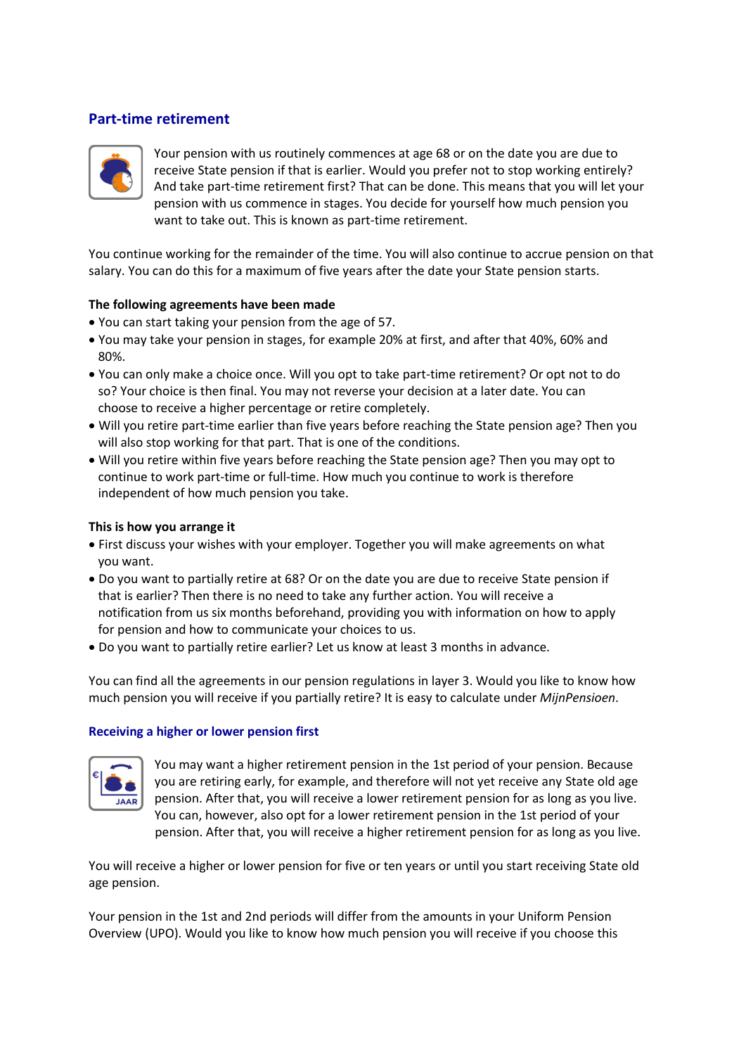## Part-time retirement

Your pension with us routinely commences at age 68 or on the date you are due to receive State pension if that is earlier. Would you prefer not to stop working entirely? And take part-time retirement first? That can be done. This means that you will let your pension with us commence in stages. You decide for yourself how much pension you want to take out. This is known as part-time retirement.

You continue working for the remainder of the time. You will also continue to accrue pension on that salary. You can do this for a maximum of five years after the date your State pension starts.

**The following agreements have been made**

- You can start taking your pension from the age of 57.
- You may take your pension in stages, for example 20% at first, and after that 40%, 60% and 80%.
- You can only make a choice once. Will you opt to take part-time retirement? Or opt not to do so? Your choice is then final. You may not reverse your decision at a later date. You can choose to receive a higher percentage or retire completely.
- Will you retire part-time earlier than five years before reaching the State pension age? Then you will also stop working for that part. That is one of the conditions.
- Will you retire within five years before reaching the State pension age? Then you may opt to continue to work part-time or full-time. How much you continue to work is therefore independent of how much pension you take.

**This is how you arrange it**

- First discuss your wishes with your employer. Together you will make agreements on what you want.
- Do you want to partially retire at 68? Or on the date you are due to receive State pension if that is earlier? Then there is no need to take any further action. You will receive a notification from us six months beforehand, providing you with information on how to apply for pension and how to communicate your choices to us.
- Do you want to partially retire earlier? Let us know at least 3 months in advance.

You can find all the agreements in our pension regulations in layer 3. Would you like to know how much pension you will receive if you partially retire? It is easy to calculate under *MijnPensioen*.

### Receiving a higher or lower pension first

You may want a higher retirement pension in the 1st period of your pension. Because you are retiring early, for example, and therefore will not yet receive any State old age pension. After that, you will receive a lower retirement pension for as long as you live. You can, however, also opt for a lower retirement pension in the 1st period of your pension. After that, you will receive a higher retirement pension for as long as you live.

You will receive a higher or lower pension for five or ten years or until you start receiving State old age pension.

Your pension in the 1st and 2nd periods will differ from the amounts in your Uniform Pension Overview (UPO). Would you like to know how much pension you will receive if you choose this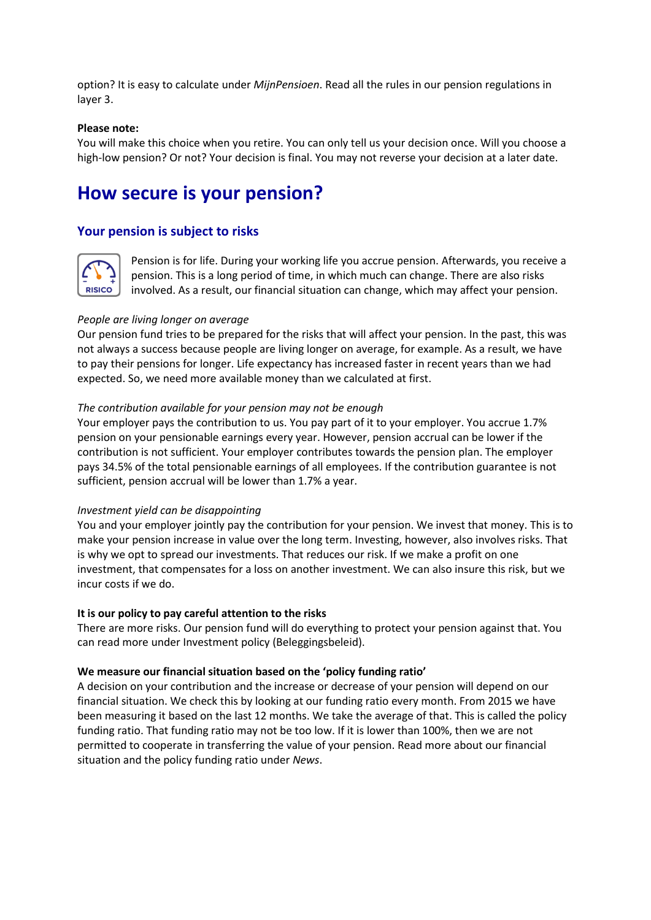option? It is easy to calculate under *MijnPensioen*. Read all the rules in our pension regulations in layer 3.

**Please note:**
You will make this choice when you retire. You can only tell us your decision once. Will you choose a high-low pension? Or not? Your decision is final. You may not reverse your decision at a later date.

# How secure is your pension?

## Your pension is subject to risks

Pension is for life. During your working life you accrue pension. Afterwards, you receive a pension. This is a long period of time, in which much can change. There are also risks involved. As a result, our financial situation can change, which may affect your pension.

*People are living longer on average*
Our pension fund tries to be prepared for the risks that will affect your pension. In the past, this was not always a success because people are living longer on average, for example. As a result, we have to pay their pensions for longer. Life expectancy has increased faster in recent years than we had expected. So, we need more available money than we calculated at first.

*The contribution available for your pension may not be enough*
Your employer pays the contribution to us. You pay part of it to your employer. You accrue 1.7% pension on your pensionable earnings every year. However, pension accrual can be lower if the contribution is not sufficient. Your employer contributes towards the pension plan. The employer pays 34.5% of the total pensionable earnings of all employees. If the contribution guarantee is not sufficient, pension accrual will be lower than 1.7% a year.

*Investment yield can be disappointing*
You and your employer jointly pay the contribution for your pension. We invest that money. This is to make your pension increase in value over the long term. Investing, however, also involves risks. That is why we opt to spread our investments. That reduces our risk. If we make a profit on one investment, that compensates for a loss on another investment. We can also insure this risk, but we incur costs if we do.

**It is our policy to pay careful attention to the risks**
There are more risks. Our pension fund will do everything to protect your pension against that. You can read more under Investment policy (Beleggingsbeleid).

**We measure our financial situation based on the 'policy funding ratio'**
A decision on your contribution and the increase or decrease of your pension will depend on our financial situation. We check this by looking at our funding ratio every month. From 2015 we have been measuring it based on the last 12 months. We take the average of that. This is called the policy funding ratio. That funding ratio may not be too low. If it is lower than 100%, then we are not permitted to cooperate in transferring the value of your pension. Read more about our financial situation and the policy funding ratio under *News*.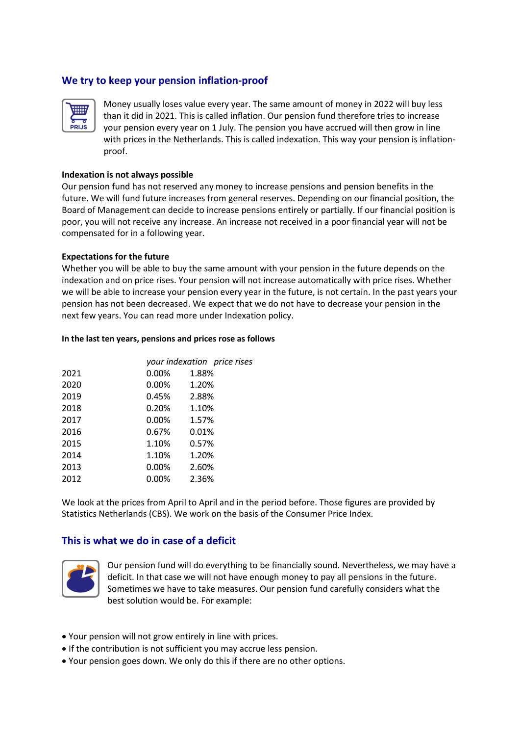## We try to keep your pension inflation-proof

Money usually loses value every year. The same amount of money in 2022 will buy less than it did in 2021. This is called inflation. Our pension fund therefore tries to increase your pension every year on 1 July. The pension you have accrued will then grow in line with prices in the Netherlands. This is called indexation. This way your pension is inflation-proof.

**Indexation is not always possible**
Our pension fund has not reserved any money to increase pensions and pension benefits in the future. We will fund future increases from general reserves. Depending on our financial position, the Board of Management can decide to increase pensions entirely or partially. If our financial position is poor, you will not receive any increase. An increase not received in a poor financial year will not be compensated for in a following year.

**Expectations for the future**
Whether you will be able to buy the same amount with your pension in the future depends on the indexation and on price rises. Your pension will not increase automatically with price rises. Whether we will be able to increase your pension every year in the future, is not certain. In the past years your pension has not been decreased. We expect that we do not have to decrease your pension in the next few years. You can read more under Indexation policy.

**In the last ten years, pensions and prices rose as follows**

| | *your indexation* | *price rises* |
|---|---|---|
| 2021 | 0.00% | 1.88% |
| 2020 | 0.00% | 1.20% |
| 2019 | 0.45% | 2.88% |
| 2018 | 0.20% | 1.10% |
| 2017 | 0.00% | 1.57% |
| 2016 | 0.67% | 0.01% |
| 2015 | 1.10% | 0.57% |
| 2014 | 1.10% | 1.20% |
| 2013 | 0.00% | 2.60% |
| 2012 | 0.00% | 2.36% |

We look at the prices from April to April and in the period before. Those figures are provided by Statistics Netherlands (CBS). We work on the basis of the Consumer Price Index.

## This is what we do in case of a deficit

Our pension fund will do everything to be financially sound. Nevertheless, we may have a deficit. In that case we will not have enough money to pay all pensions in the future. Sometimes we have to take measures. Our pension fund carefully considers what the best solution would be. For example:

- Your pension will not grow entirely in line with prices.
- If the contribution is not sufficient you may accrue less pension.
- Your pension goes down. We only do this if there are no other options.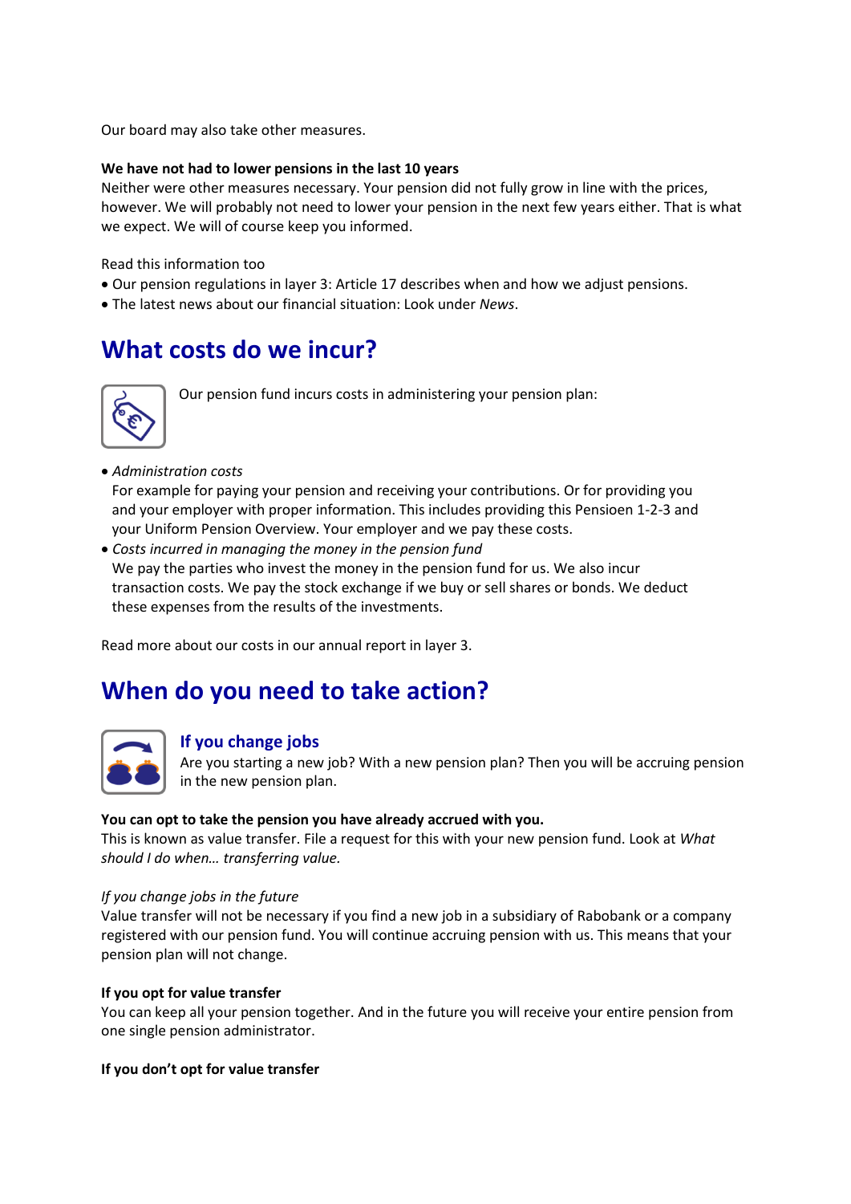Our board may also take other measures.

**We have not had to lower pensions in the last 10 years**
Neither were other measures necessary. Your pension did not fully grow in line with the prices, however. We will probably not need to lower your pension in the next few years either. That is what we expect. We will of course keep you informed.

Read this information too

- Our pension regulations in layer 3: Article 17 describes when and how we adjust pensions.
- The latest news about our financial situation: Look under *News*.

## What costs do we incur?

Our pension fund incurs costs in administering your pension plan:

- *Administration costs*
  For example for paying your pension and receiving your contributions. Or for providing you and your employer with proper information. This includes providing this Pensioen 1-2-3 and your Uniform Pension Overview. Your employer and we pay these costs.
- *Costs incurred in managing the money in the pension fund*
  We pay the parties who invest the money in the pension fund for us. We also incur transaction costs. We pay the stock exchange if we buy or sell shares or bonds. We deduct these expenses from the results of the investments.

Read more about our costs in our annual report in layer 3.

## When do you need to take action?

### If you change jobs

Are you starting a new job? With a new pension plan? Then you will be accruing pension in the new pension plan.

**You can opt to take the pension you have already accrued with you.**
This is known as value transfer. File a request for this with your new pension fund. Look at *What should I do when… transferring value.*

*If you change jobs in the future*
Value transfer will not be necessary if you find a new job in a subsidiary of Rabobank or a company registered with our pension fund. You will continue accruing pension with us. This means that your pension plan will not change.

**If you opt for value transfer**
You can keep all your pension together. And in the future you will receive your entire pension from one single pension administrator.

**If you don't opt for value transfer**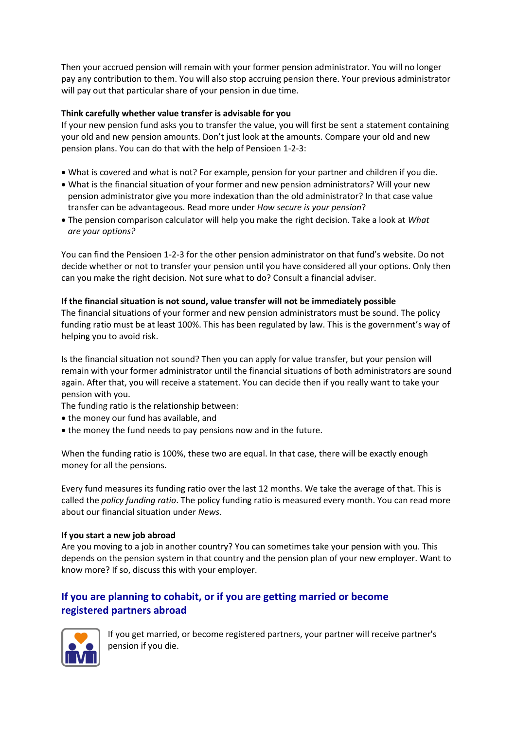Then your accrued pension will remain with your former pension administrator. You will no longer pay any contribution to them. You will also stop accruing pension there. Your previous administrator will pay out that particular share of your pension in due time.

**Think carefully whether value transfer is advisable for you**

If your new pension fund asks you to transfer the value, you will first be sent a statement containing your old and new pension amounts. Don't just look at the amounts. Compare your old and new pension plans. You can do that with the help of Pensioen 1-2-3:

- What is covered and what is not? For example, pension for your partner and children if you die.
- What is the financial situation of your former and new pension administrators? Will your new pension administrator give you more indexation than the old administrator? In that case value transfer can be advantageous. Read more under *How secure is your pension*?
- The pension comparison calculator will help you make the right decision. Take a look at *What are your options?*

You can find the Pensioen 1-2-3 for the other pension administrator on that fund's website. Do not decide whether or not to transfer your pension until you have considered all your options. Only then can you make the right decision. Not sure what to do? Consult a financial adviser.

**If the financial situation is not sound, value transfer will not be immediately possible**

The financial situations of your former and new pension administrators must be sound. The policy funding ratio must be at least 100%. This has been regulated by law. This is the government's way of helping you to avoid risk.

Is the financial situation not sound? Then you can apply for value transfer, but your pension will remain with your former administrator until the financial situations of both administrators are sound again. After that, you will receive a statement. You can decide then if you really want to take your pension with you.

The funding ratio is the relationship between:

- the money our fund has available, and
- the money the fund needs to pay pensions now and in the future.

When the funding ratio is 100%, these two are equal. In that case, there will be exactly enough money for all the pensions.

Every fund measures its funding ratio over the last 12 months. We take the average of that. This is called the *policy funding ratio*. The policy funding ratio is measured every month. You can read more about our financial situation under *News*.

**If you start a new job abroad**

Are you moving to a job in another country? You can sometimes take your pension with you. This depends on the pension system in that country and the pension plan of your new employer. Want to know more? If so, discuss this with your employer.

## If you are planning to cohabit, or if you are getting married or become registered partners abroad

If you get married, or become registered partners, your partner will receive partner's pension if you die.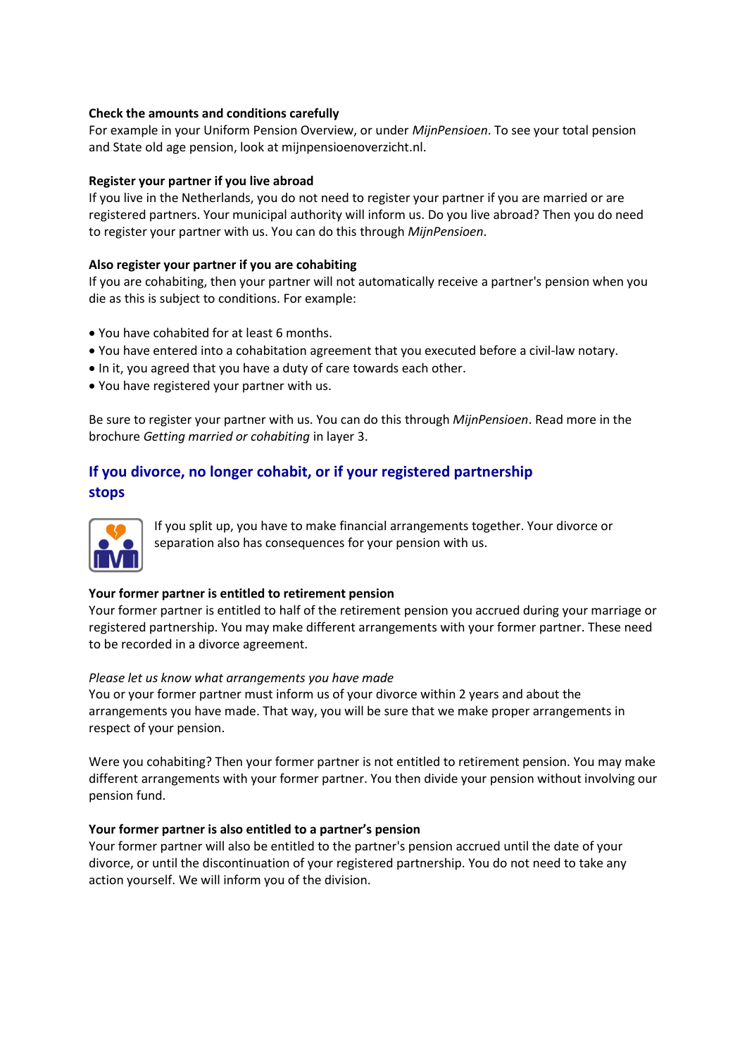**Check the amounts and conditions carefully**
For example in your Uniform Pension Overview, or under *MijnPensioen*. To see your total pension and State old age pension, look at mijnpensioenoverzicht.nl.

**Register your partner if you live abroad**
If you live in the Netherlands, you do not need to register your partner if you are married or are registered partners. Your municipal authority will inform us. Do you live abroad? Then you do need to register your partner with us. You can do this through *MijnPensioen*.

**Also register your partner if you are cohabiting**
If you are cohabiting, then your partner will not automatically receive a partner's pension when you die as this is subject to conditions. For example:

- You have cohabited for at least 6 months.
- You have entered into a cohabitation agreement that you executed before a civil-law notary.
- In it, you agreed that you have a duty of care towards each other.
- You have registered your partner with us.

Be sure to register your partner with us. You can do this through *MijnPensioen*. Read more in the brochure *Getting married or cohabiting* in layer 3.

## If you divorce, no longer cohabit, or if your registered partnership stops

If you split up, you have to make financial arrangements together. Your divorce or separation also has consequences for your pension with us.

**Your former partner is entitled to retirement pension**
Your former partner is entitled to half of the retirement pension you accrued during your marriage or registered partnership. You may make different arrangements with your former partner. These need to be recorded in a divorce agreement.

*Please let us know what arrangements you have made*
You or your former partner must inform us of your divorce within 2 years and about the arrangements you have made. That way, you will be sure that we make proper arrangements in respect of your pension.

Were you cohabiting? Then your former partner is not entitled to retirement pension. You may make different arrangements with your former partner. You then divide your pension without involving our pension fund.

**Your former partner is also entitled to a partner's pension**
Your former partner will also be entitled to the partner's pension accrued until the date of your divorce, or until the discontinuation of your registered partnership. You do not need to take any action yourself. We will inform you of the division.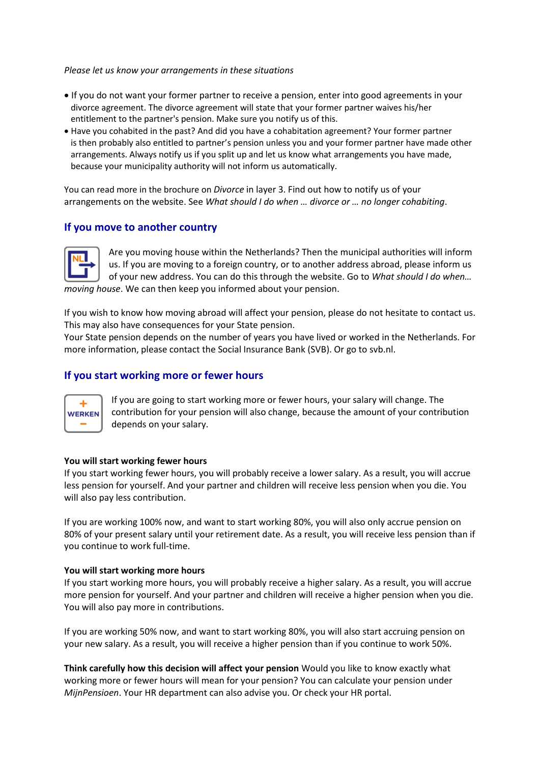*Please let us know your arrangements in these situations*

- If you do not want your former partner to receive a pension, enter into good agreements in your divorce agreement. The divorce agreement will state that your former partner waives his/her entitlement to the partner's pension. Make sure you notify us of this.
- Have you cohabited in the past? And did you have a cohabitation agreement? Your former partner is then probably also entitled to partner's pension unless you and your former partner have made other arrangements. Always notify us if you split up and let us know what arrangements you have made, because your municipality authority will not inform us automatically.

You can read more in the brochure on *Divorce* in layer 3. Find out how to notify us of your arrangements on the website. See *What should I do when … divorce or … no longer cohabiting*.

## If you move to another country

Are you moving house within the Netherlands? Then the municipal authorities will inform us. If you are moving to a foreign country, or to another address abroad, please inform us of your new address. You can do this through the website. Go to *What should I do when… moving house*. We can then keep you informed about your pension.

If you wish to know how moving abroad will affect your pension, please do not hesitate to contact us. This may also have consequences for your State pension.
Your State pension depends on the number of years you have lived or worked in the Netherlands. For more information, please contact the Social Insurance Bank (SVB). Or go to svb.nl.

## If you start working more or fewer hours

If you are going to start working more or fewer hours, your salary will change. The contribution for your pension will also change, because the amount of your contribution depends on your salary.

**You will start working fewer hours**
If you start working fewer hours, you will probably receive a lower salary. As a result, you will accrue less pension for yourself. And your partner and children will receive less pension when you die. You will also pay less contribution.

If you are working 100% now, and want to start working 80%, you will also only accrue pension on 80% of your present salary until your retirement date. As a result, you will receive less pension than if you continue to work full-time.

**You will start working more hours**
If you start working more hours, you will probably receive a higher salary. As a result, you will accrue more pension for yourself. And your partner and children will receive a higher pension when you die. You will also pay more in contributions.

If you are working 50% now, and want to start working 80%, you will also start accruing pension on your new salary. As a result, you will receive a higher pension than if you continue to work 50%.

**Think carefully how this decision will affect your pension** Would you like to know exactly what working more or fewer hours will mean for your pension? You can calculate your pension under *MijnPensioen*. Your HR department can also advise you. Or check your HR portal.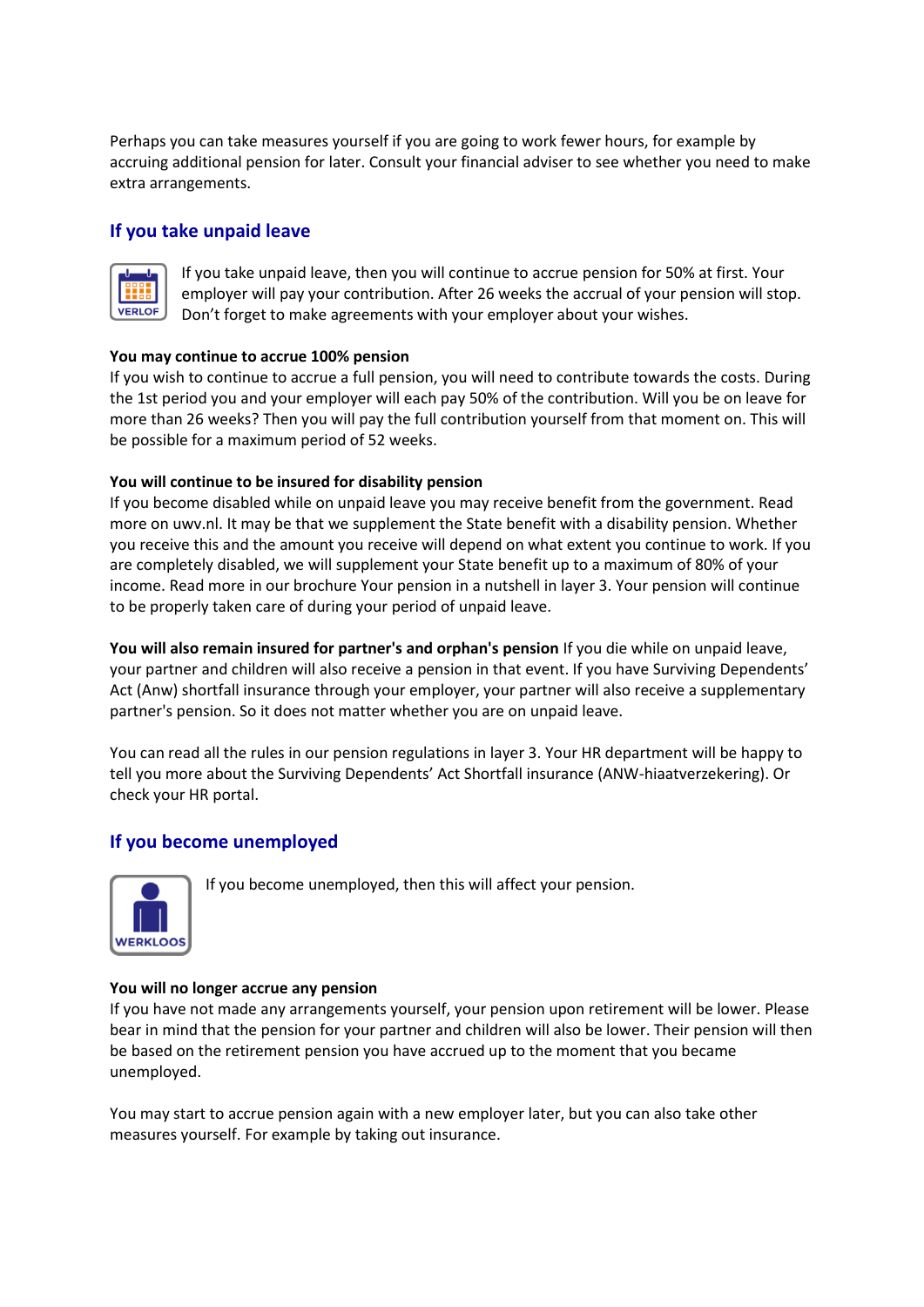Perhaps you can take measures yourself if you are going to work fewer hours, for example by accruing additional pension for later. Consult your financial adviser to see whether you need to make extra arrangements.

## If you take unpaid leave

VERLOF

If you take unpaid leave, then you will continue to accrue pension for 50% at first. Your employer will pay your contribution. After 26 weeks the accrual of your pension will stop. Don't forget to make agreements with your employer about your wishes.

**You may continue to accrue 100% pension**

If you wish to continue to accrue a full pension, you will need to contribute towards the costs. During the 1st period you and your employer will each pay 50% of the contribution. Will you be on leave for more than 26 weeks? Then you will pay the full contribution yourself from that moment on. This will be possible for a maximum period of 52 weeks.

**You will continue to be insured for disability pension**

If you become disabled while on unpaid leave you may receive benefit from the government. Read more on uwv.nl. It may be that we supplement the State benefit with a disability pension. Whether you receive this and the amount you receive will depend on what extent you continue to work. If you are completely disabled, we will supplement your State benefit up to a maximum of 80% of your income. Read more in our brochure Your pension in a nutshell in layer 3. Your pension will continue to be properly taken care of during your period of unpaid leave.

**You will also remain insured for partner's and orphan's pension** If you die while on unpaid leave, your partner and children will also receive a pension in that event. If you have Surviving Dependents' Act (Anw) shortfall insurance through your employer, your partner will also receive a supplementary partner's pension. So it does not matter whether you are on unpaid leave.

You can read all the rules in our pension regulations in layer 3. Your HR department will be happy to tell you more about the Surviving Dependents' Act Shortfall insurance (ANW-hiaatverzekering). Or check your HR portal.

## If you become unemployed

WERKLOOS

If you become unemployed, then this will affect your pension.

**You will no longer accrue any pension**

If you have not made any arrangements yourself, your pension upon retirement will be lower. Please bear in mind that the pension for your partner and children will also be lower. Their pension will then be based on the retirement pension you have accrued up to the moment that you became unemployed.

You may start to accrue pension again with a new employer later, but you can also take other measures yourself. For example by taking out insurance.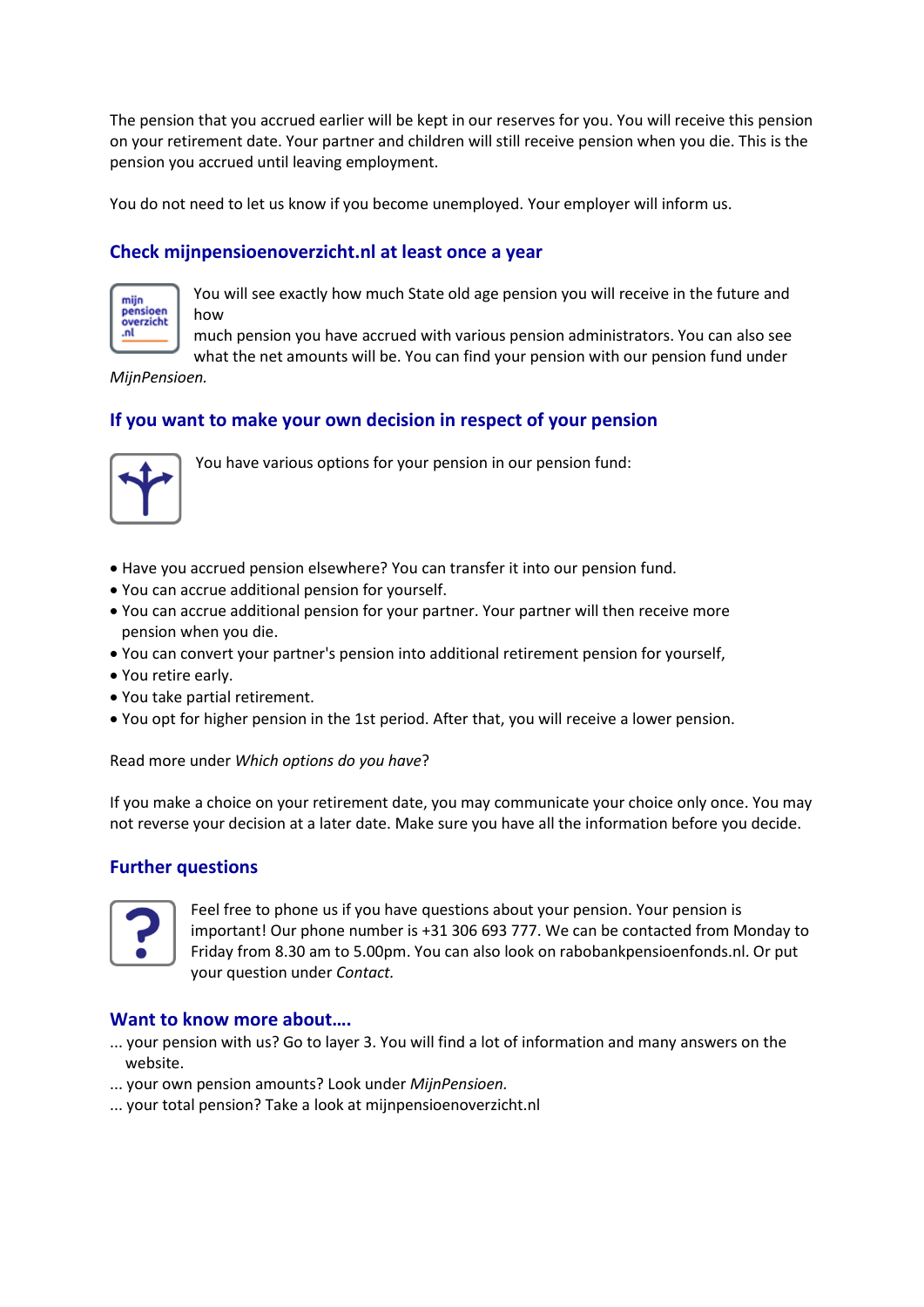The pension that you accrued earlier will be kept in our reserves for you. You will receive this pension on your retirement date. Your partner and children will still receive pension when you die. This is the pension you accrued until leaving employment.

You do not need to let us know if you become unemployed. Your employer will inform us.

## Check mijnpensioenoverzicht.nl at least once a year

You will see exactly how much State old age pension you will receive in the future and how much pension you have accrued with various pension administrators. You can also see what the net amounts will be. You can find your pension with our pension fund under *MijnPensioen.*

## If you want to make your own decision in respect of your pension

You have various options for your pension in our pension fund:

- Have you accrued pension elsewhere? You can transfer it into our pension fund.
- You can accrue additional pension for yourself.
- You can accrue additional pension for your partner. Your partner will then receive more pension when you die.
- You can convert your partner's pension into additional retirement pension for yourself,
- You retire early.
- You take partial retirement.
- You opt for higher pension in the 1st period. After that, you will receive a lower pension.

Read more under *Which options do you have*?

If you make a choice on your retirement date, you may communicate your choice only once. You may not reverse your decision at a later date. Make sure you have all the information before you decide.

## Further questions

Feel free to phone us if you have questions about your pension. Your pension is important! Our phone number is +31 306 693 777. We can be contacted from Monday to Friday from 8.30 am to 5.00pm. You can also look on rabobankpensioenfonds.nl. Or put your question under *Contact.*

## Want to know more about….

... your pension with us? Go to layer 3. You will find a lot of information and many answers on the website.
... your own pension amounts? Look under *MijnPensioen.*
... your total pension? Take a look at mijnpensioenoverzicht.nl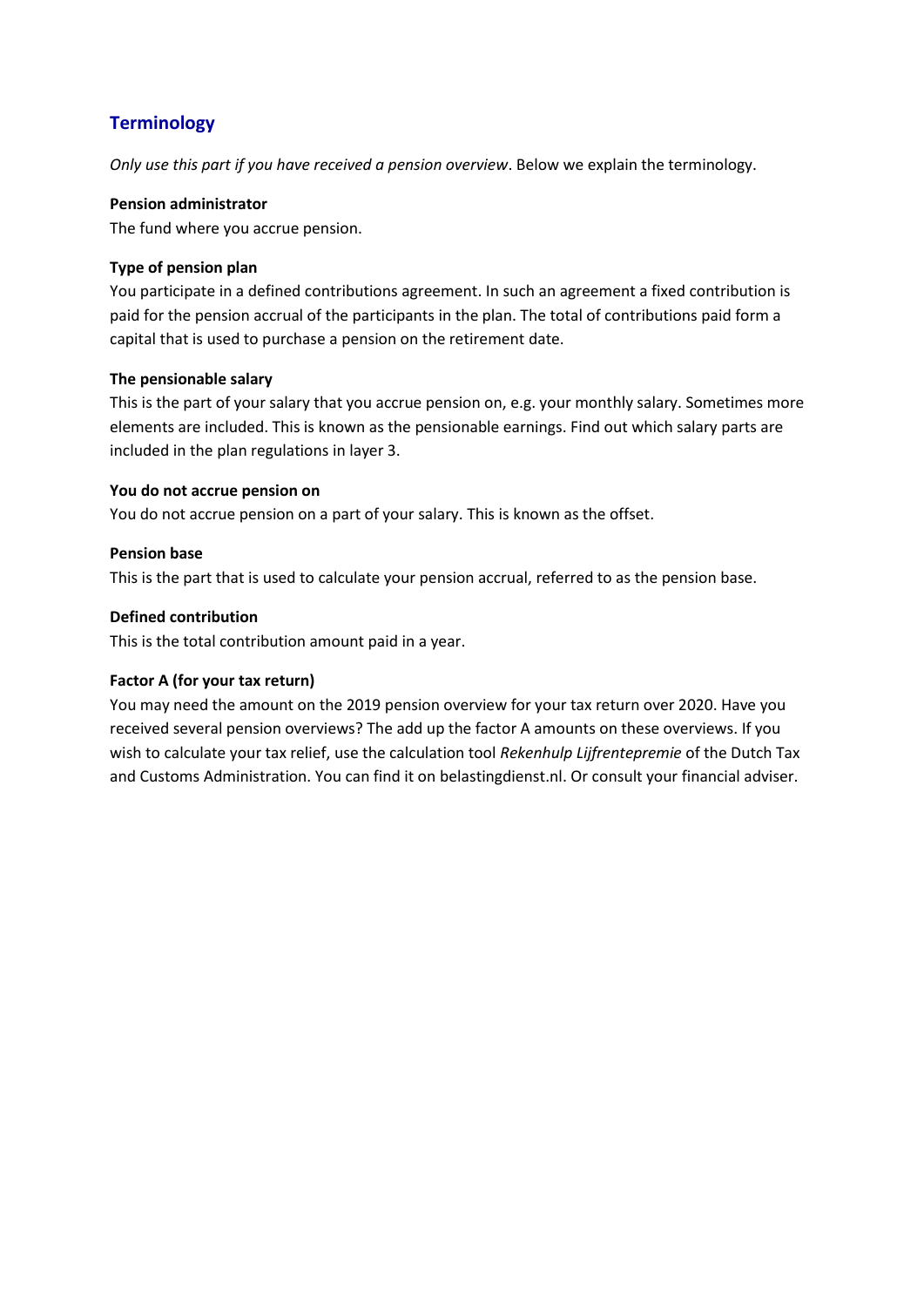## Terminology

*Only use this part if you have received a pension overview*. Below we explain the terminology.

**Pension administrator**

The fund where you accrue pension.

**Type of pension plan**

You participate in a defined contributions agreement. In such an agreement a fixed contribution is paid for the pension accrual of the participants in the plan. The total of contributions paid form a capital that is used to purchase a pension on the retirement date.

**The pensionable salary**

This is the part of your salary that you accrue pension on, e.g. your monthly salary. Sometimes more elements are included. This is known as the pensionable earnings. Find out which salary parts are included in the plan regulations in layer 3.

**You do not accrue pension on**

You do not accrue pension on a part of your salary. This is known as the offset.

**Pension base**

This is the part that is used to calculate your pension accrual, referred to as the pension base.

**Defined contribution**

This is the total contribution amount paid in a year.

**Factor A (for your tax return)**

You may need the amount on the 2019 pension overview for your tax return over 2020. Have you received several pension overviews? The add up the factor A amounts on these overviews. If you wish to calculate your tax relief, use the calculation tool *Rekenhulp Lijfrentepremie* of the Dutch Tax and Customs Administration. You can find it on belastingdienst.nl. Or consult your financial adviser.